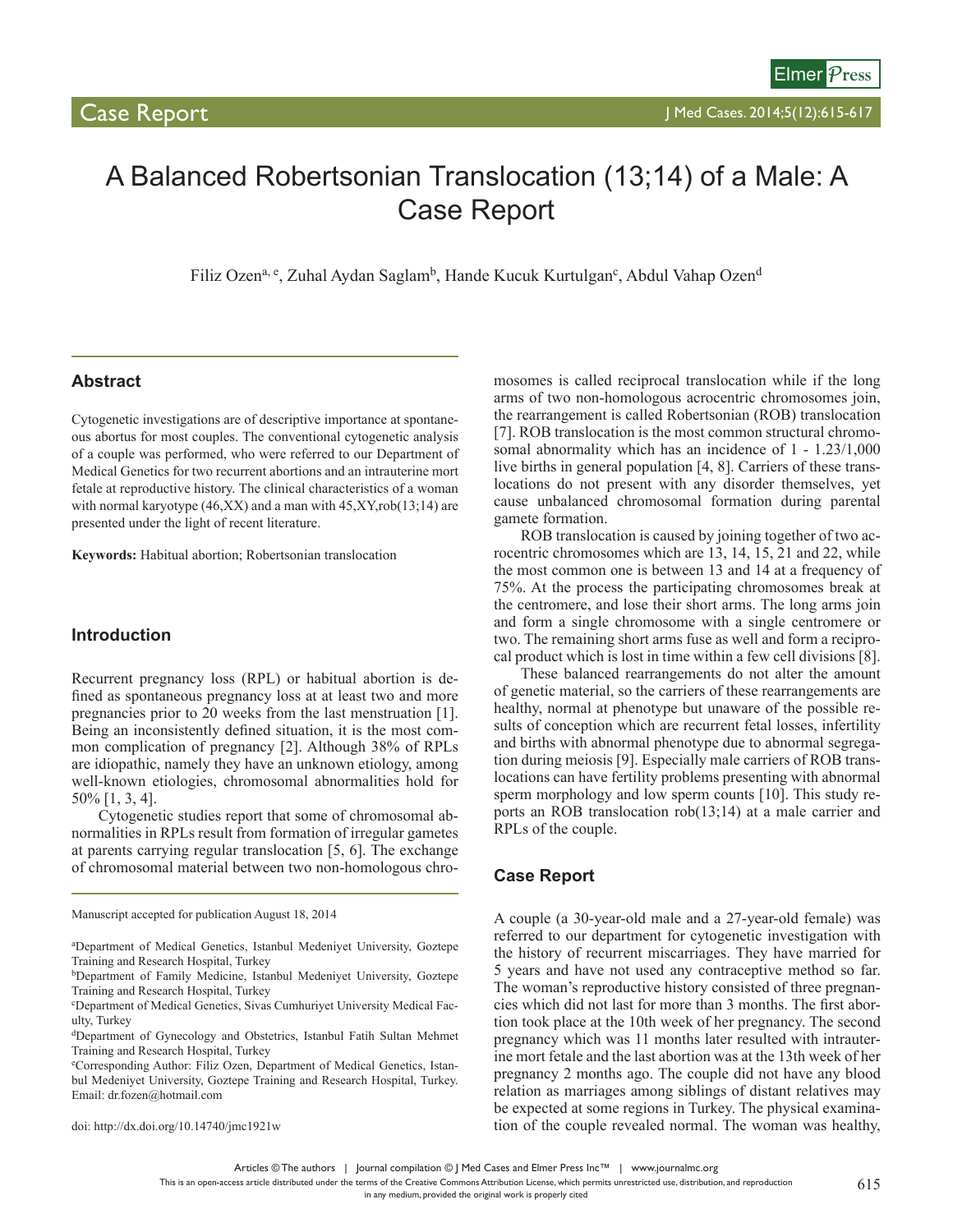# A Balanced Robertsonian Translocation (13;14) of a Male: A Case Report

Filiz Ozen[a, e], Zuhal Aydan Saglam[b], Hande Kucuk Kurtulgan[c], Abdul Vahap Ozen[d]

## Abstract

Cytogenetic investigations are of descriptive importance at spontaneous abortus for most couples. The conventional cytogenetic analysis of a couple was performed, who were referred to our Department of Medical Genetics for two recurrent abortions and an intrauterine mort fetale at reproductive history. The clinical characteristics of a woman with normal karyotype (46,XX) and a man with 45,XY,rob(13;14) are presented under the light of recent literature.

**Keywords:** Habitual abortion; Robertsonian translocation

## Introduction

Recurrent pregnancy loss (RPL) or habitual abortion is defined as spontaneous pregnancy loss at at least two and more pregnancies prior to 20 weeks from the last menstruation [1]. Being an inconsistently defined situation, it is the most common complication of pregnancy [2]. Although 38% of RPLs are idiopathic, namely they have an unknown etiology, among well-known etiologies, chromosomal abnormalities hold for 50% [1, 3, 4].

Cytogenetic studies report that some of chromosomal abnormalities in RPLs result from formation of irregular gametes at parents carrying regular translocation [5, 6]. The exchange of chromosomal material between two non-homologous chromosomes is called reciprocal translocation while if the long arms of two non-homologous acrocentric chromosomes join, the rearrangement is called Robertsonian (ROB) translocation [7]. ROB translocation is the most common structural chromosomal abnormality which has an incidence of 1 - 1.23/1,000 live births in general population [4, 8]. Carriers of these translocations do not present with any disorder themselves, yet cause unbalanced chromosomal formation during parental gamete formation.

ROB translocation is caused by joining together of two acrocentric chromosomes which are 13, 14, 15, 21 and 22, while the most common one is between 13 and 14 at a frequency of 75%. At the process the participating chromosomes break at the centromere, and lose their short arms. The long arms join and form a single chromosome with a single centromere or two. The remaining short arms fuse as well and form a reciprocal product which is lost in time within a few cell divisions [8].

These balanced rearrangements do not alter the amount of genetic material, so the carriers of these rearrangements are healthy, normal at phenotype but unaware of the possible results of conception which are recurrent fetal losses, infertility and births with abnormal phenotype due to abnormal segregation during meiosis [9]. Especially male carriers of ROB translocations can have fertility problems presenting with abnormal sperm morphology and low sperm counts [10]. This study reports an ROB translocation rob(13;14) at a male carrier and RPLs of the couple.

## Case Report

A couple (a 30-year-old male and a 27-year-old female) was referred to our department for cytogenetic investigation with the history of recurrent miscarriages. They have married for 5 years and have not used any contraceptive method so far. The woman's reproductive history consisted of three pregnancies which did not last for more than 3 months. The first abortion took place at the 10th week of her pregnancy. The second pregnancy which was 11 months later resulted with intrauterine mort fetale and the last abortion was at the 13th week of her pregnancy 2 months ago. The couple did not have any blood relation as marriages among siblings of distant relatives may be expected at some regions in Turkey. The physical examination of the couple revealed normal. The woman was healthy,

---

Manuscript accepted for publication August 18, 2014

[a]Department of Medical Genetics, Istanbul Medeniyet University, Goztepe Training and Research Hospital, Turkey
[b]Department of Family Medicine, Istanbul Medeniyet University, Goztepe Training and Research Hospital, Turkey
[c]Department of Medical Genetics, Sivas Cumhuriyet University Medical Faculty, Turkey
[d]Department of Gynecology and Obstetrics, Istanbul Fatih Sultan Mehmet Training and Research Hospital, Turkey
[e]Corresponding Author: Filiz Ozen, Department of Medical Genetics, Istanbul Medeniyet University, Goztepe Training and Research Hospital, Turkey. Email: dr.fozen@hotmail.com

doi: http://dx.doi.org/10.14740/jmc1921w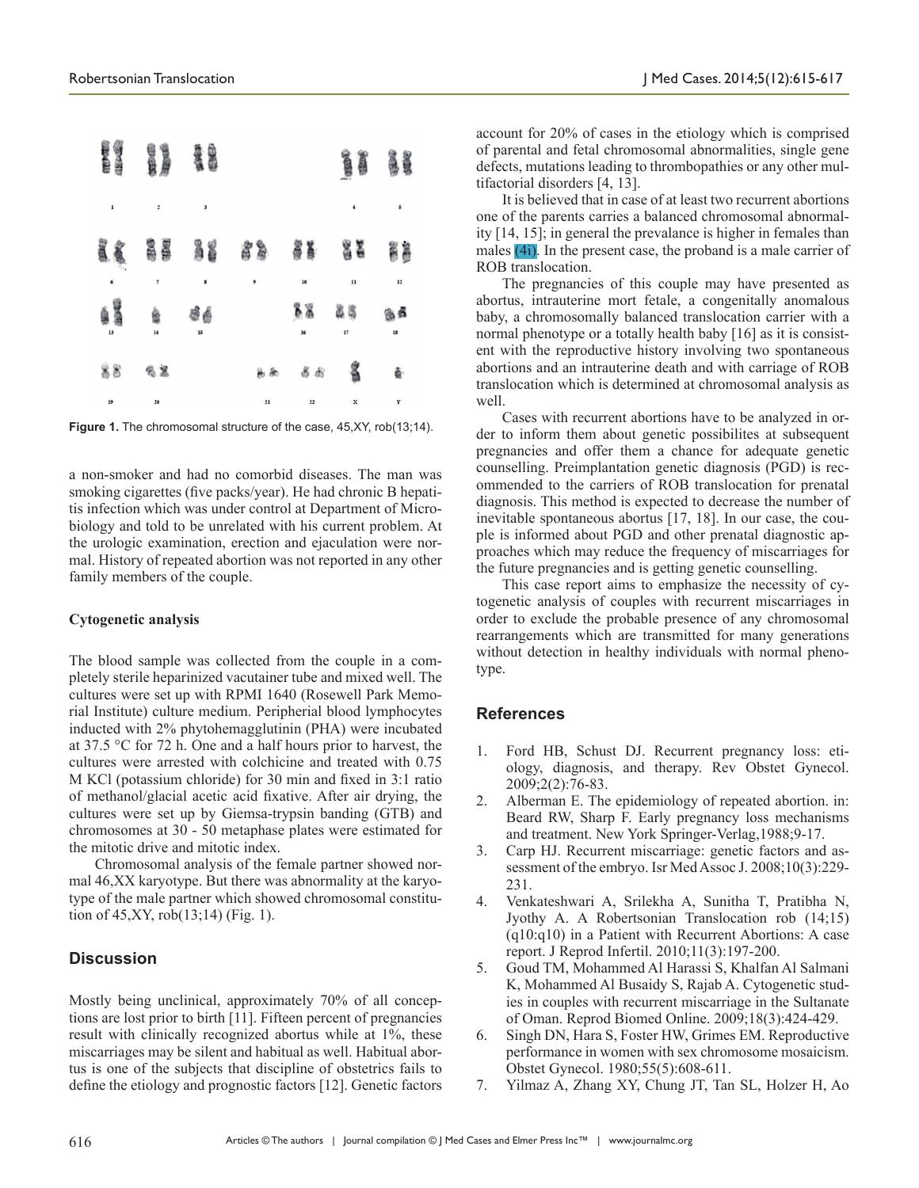Figure 1. The chromosomal structure of the case, 45,XY, rob(13;14).

a non-smoker and had no comorbid diseases. The man was smoking cigarettes (five packs/year). He had chronic B hepatitis infection which was under control at Department of Microbiology and told to be unrelated with his current problem. At the urologic examination, erection and ejaculation were normal. History of repeated abortion was not reported in any other family members of the couple.

### Cytogenetic analysis

The blood sample was collected from the couple in a completely sterile heparinized vacutainer tube and mixed well. The cultures were set up with RPMI 1640 (Rosewell Park Memorial Institute) culture medium. Peripherial blood lymphocytes inducted with 2% phytohemagglutinin (PHA) were incubated at 37.5 °C for 72 h. One and a half hours prior to harvest, the cultures were arrested with colchicine and treated with 0.75 M KCl (potassium chloride) for 30 min and fixed in 3:1 ratio of methanol/glacial acetic acid fixative. After air drying, the cultures were set up by Giemsa-trypsin banding (GTB) and chromosomes at 30 - 50 metaphase plates were estimated for the mitotic drive and mitotic index.

Chromosomal analysis of the female partner showed normal 46,XX karyotype. But there was abnormality at the karyotype of the male partner which showed chromosomal constitution of 45,XY, rob(13;14) (Fig. 1).

## Discussion

Mostly being unclinical, approximately 70% of all conceptions are lost prior to birth [11]. Fifteen percent of pregnancies result with clinically recognized abortus while at 1%, these miscarriages may be silent and habitual as well. Habitual abortus is one of the subjects that discipline of obstetrics fails to define the etiology and prognostic factors [12]. Genetic factors account for 20% of cases in the etiology which is comprised of parental and fetal chromosomal abnormalities, single gene defects, mutations leading to thrombopathies or any other multifactorial disorders [4, 13].

It is believed that in case of at least two recurrent abortions one of the parents carries a balanced chromosomal abnormality [14, 15]; in general the prevalance is higher in females than males (4i). In the present case, the proband is a male carrier of ROB translocation.

The pregnancies of this couple may have presented as abortus, intrauterine mort fetale, a congenitally anomalous baby, a chromosomally balanced translocation carrier with a normal phenotype or a totally health baby [16] as it is consistent with the reproductive history involving two spontaneous abortions and an intrauterine death and with carriage of ROB translocation which is determined at chromosomal analysis as well.

Cases with recurrent abortions have to be analyzed in order to inform them about genetic possibilites at subsequent pregnancies and offer them a chance for adequate genetic counselling. Preimplantation genetic diagnosis (PGD) is recommended to the carriers of ROB translocation for prenatal diagnosis. This method is expected to decrease the number of inevitable spontaneous abortus [17, 18]. In our case, the couple is informed about PGD and other prenatal diagnostic approaches which may reduce the frequency of miscarriages for the future pregnancies and is getting genetic counselling.

This case report aims to emphasize the necessity of cytogenetic analysis of couples with recurrent miscarriages in order to exclude the probable presence of any chromosomal rearrangements which are transmitted for many generations without detection in healthy individuals with normal phenotype.

## References

1. Ford HB, Schust DJ. Recurrent pregnancy loss: etiology, diagnosis, and therapy. Rev Obstet Gynecol. 2009;2(2):76-83.
2. Alberman E. The epidemiology of repeated abortion. in: Beard RW, Sharp F. Early pregnancy loss mechanisms and treatment. New York Springer-Verlag,1988;9-17.
3. Carp HJ. Recurrent miscarriage: genetic factors and assessment of the embryo. Isr Med Assoc J. 2008;10(3):229-231.
4. Venkateshwari A, Srilekha A, Sunitha T, Pratibha N, Jyothy A. A Robertsonian Translocation rob (14;15) (q10:q10) in a Patient with Recurrent Abortions: A case report. J Reprod Infertil. 2010;11(3):197-200.
5. Goud TM, Mohammed Al Harassi S, Khalfan Al Salmani K, Mohammed Al Busaidy S, Rajab A. Cytogenetic studies in couples with recurrent miscarriage in the Sultanate of Oman. Reprod Biomed Online. 2009;18(3):424-429.
6. Singh DN, Hara S, Foster HW, Grimes EM. Reproductive performance in women with sex chromosome mosaicism. Obstet Gynecol. 1980;55(5):608-611.
7. Yilmaz A, Zhang XY, Chung JT, Tan SL, Holzer H, Ao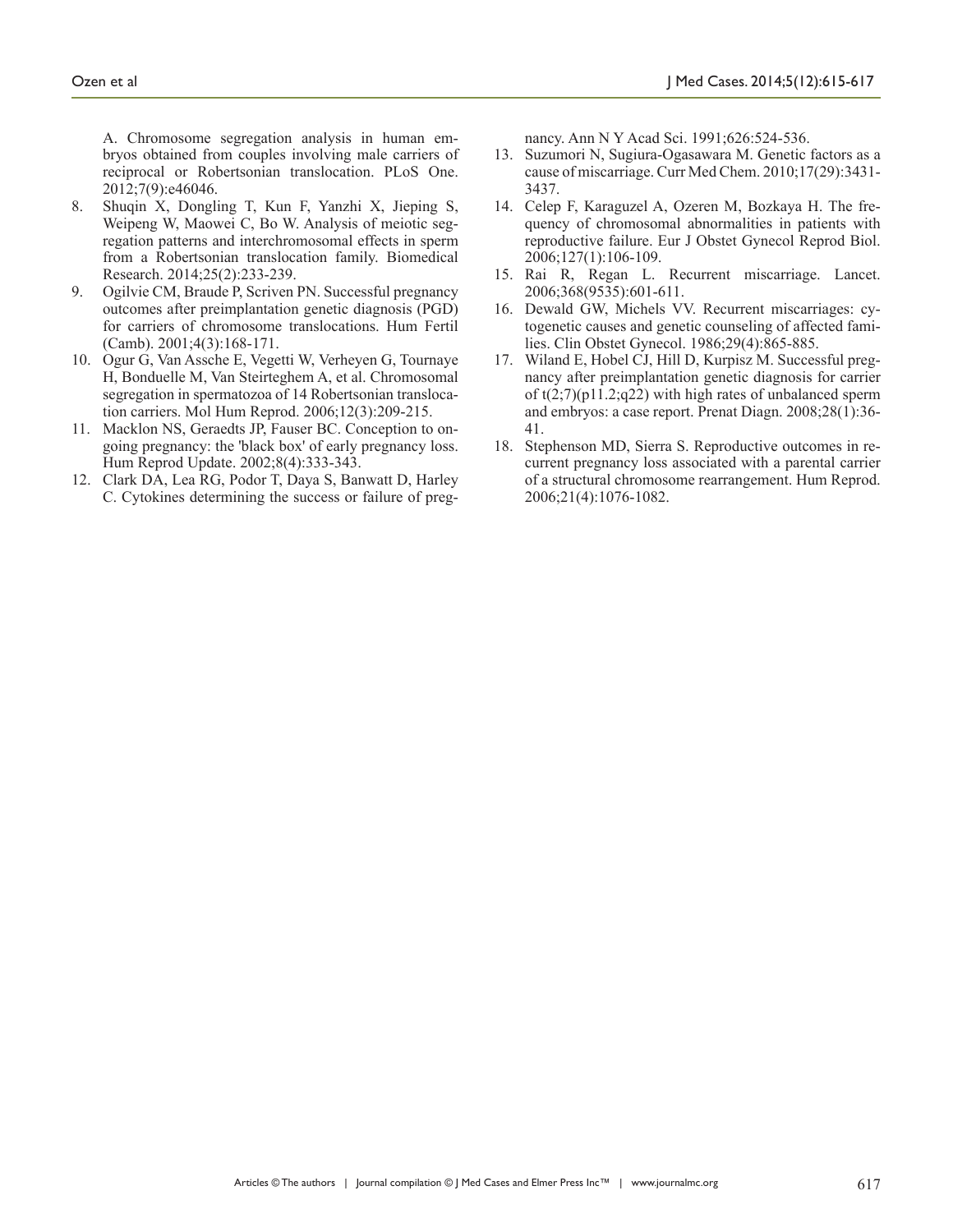A. Chromosome segregation analysis in human embryos obtained from couples involving male carriers of reciprocal or Robertsonian translocation. PLoS One. 2012;7(9):e46046.

8. Shuqin X, Dongling T, Kun F, Yanzhi X, Jieping S, Weipeng W, Maowei C, Bo W. Analysis of meiotic segregation patterns and interchromosomal effects in sperm from a Robertsonian translocation family. Biomedical Research. 2014;25(2):233-239.
9. Ogilvie CM, Braude P, Scriven PN. Successful pregnancy outcomes after preimplantation genetic diagnosis (PGD) for carriers of chromosome translocations. Hum Fertil (Camb). 2001;4(3):168-171.
10. Ogur G, Van Assche E, Vegetti W, Verheyen G, Tournaye H, Bonduelle M, Van Steirteghem A, et al. Chromosomal segregation in spermatozoa of 14 Robertsonian translocation carriers. Mol Hum Reprod. 2006;12(3):209-215.
11. Macklon NS, Geraedts JP, Fauser BC. Conception to ongoing pregnancy: the 'black box' of early pregnancy loss. Hum Reprod Update. 2002;8(4):333-343.
12. Clark DA, Lea RG, Podor T, Daya S, Banwatt D, Harley C. Cytokines determining the success or failure of pregnancy. Ann N Y Acad Sci. 1991;626:524-536.
13. Suzumori N, Sugiura-Ogasawara M. Genetic factors as a cause of miscarriage. Curr Med Chem. 2010;17(29):3431-3437.
14. Celep F, Karaguzel A, Ozeren M, Bozkaya H. The frequency of chromosomal abnormalities in patients with reproductive failure. Eur J Obstet Gynecol Reprod Biol. 2006;127(1):106-109.
15. Rai R, Regan L. Recurrent miscarriage. Lancet. 2006;368(9535):601-611.
16. Dewald GW, Michels VV. Recurrent miscarriages: cytogenetic causes and genetic counseling of affected families. Clin Obstet Gynecol. 1986;29(4):865-885.
17. Wiland E, Hobel CJ, Hill D, Kurpisz M. Successful pregnancy after preimplantation genetic diagnosis for carrier of t(2;7)(p11.2;q22) with high rates of unbalanced sperm and embryos: a case report. Prenat Diagn. 2008;28(1):36-41.
18. Stephenson MD, Sierra S. Reproductive outcomes in recurrent pregnancy loss associated with a parental carrier of a structural chromosome rearrangement. Hum Reprod. 2006;21(4):1076-1082.